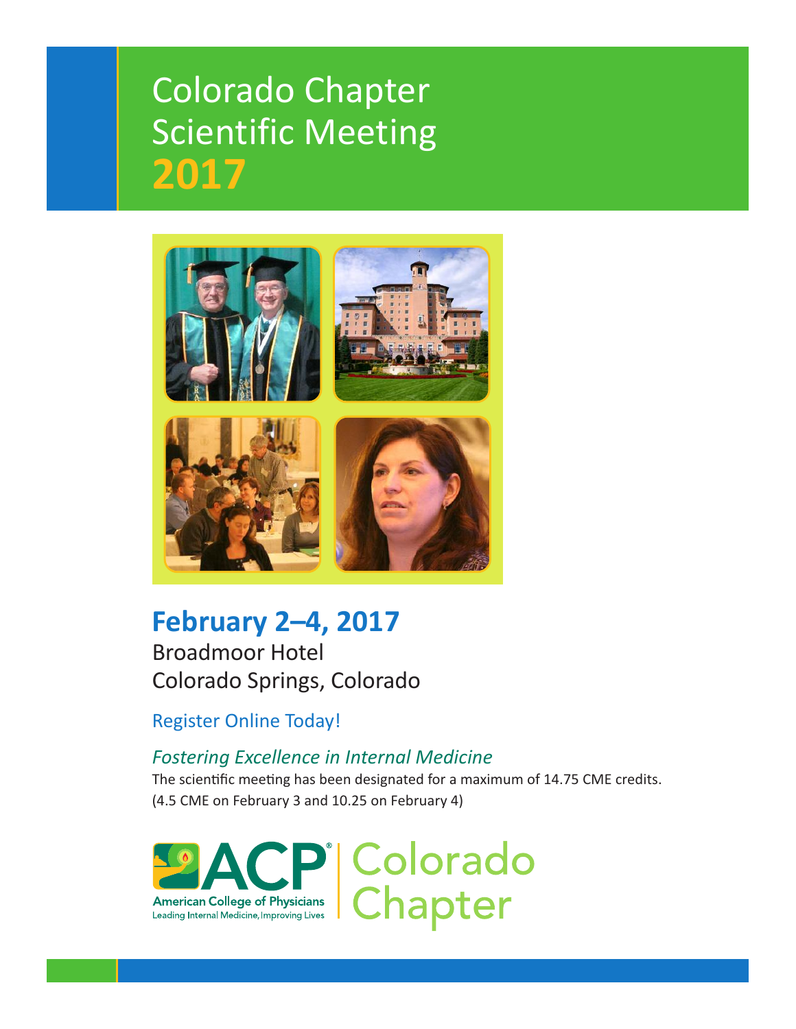# Colorado Chapter Scientific Meeting 2017

## February 2–4, 2017

Broadmoor Hotel
Colorado Springs, Colorado

Register Online Today!

*Fostering Excellence in Internal Medicine*

The scientific meeting has been designated for a maximum of 14.75 CME credits. (4.5 CME on February 3 and 10.25 on February 4)

ACP® American College of Physicians
Leading Internal Medicine, Improving Lives
Colorado Chapter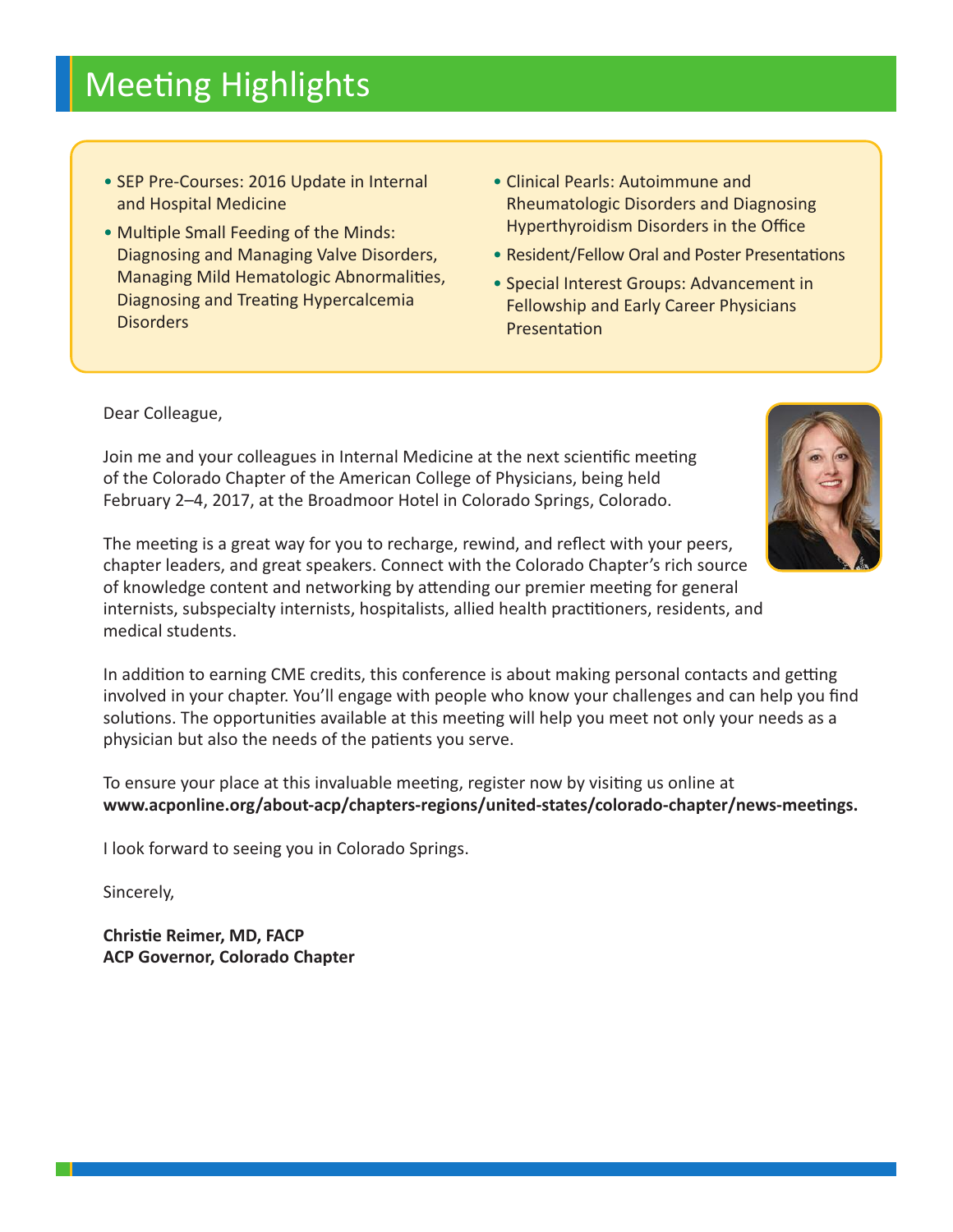# Meeting Highlights

- SEP Pre-Courses: 2016 Update in Internal and Hospital Medicine
- Multiple Small Feeding of the Minds: Diagnosing and Managing Valve Disorders, Managing Mild Hematologic Abnormalities, Diagnosing and Treating Hypercalcemia Disorders
- Clinical Pearls: Autoimmune and Rheumatologic Disorders and Diagnosing Hyperthyroidism Disorders in the Office
- Resident/Fellow Oral and Poster Presentations
- Special Interest Groups: Advancement in Fellowship and Early Career Physicians Presentation

Dear Colleague,

Join me and your colleagues in Internal Medicine at the next scientific meeting of the Colorado Chapter of the American College of Physicians, being held February 2–4, 2017, at the Broadmoor Hotel in Colorado Springs, Colorado.

The meeting is a great way for you to recharge, rewind, and reflect with your peers, chapter leaders, and great speakers. Connect with the Colorado Chapter's rich source of knowledge content and networking by attending our premier meeting for general internists, subspecialty internists, hospitalists, allied health practitioners, residents, and medical students.

In addition to earning CME credits, this conference is about making personal contacts and getting involved in your chapter. You'll engage with people who know your challenges and can help you find solutions. The opportunities available at this meeting will help you meet not only your needs as a physician but also the needs of the patients you serve.

To ensure your place at this invaluable meeting, register now by visiting us online at **www.acponline.org/about-acp/chapters-regions/united-states/colorado-chapter/news-meetings.**

I look forward to seeing you in Colorado Springs.

Sincerely,

**Christie Reimer, MD, FACP**
**ACP Governor, Colorado Chapter**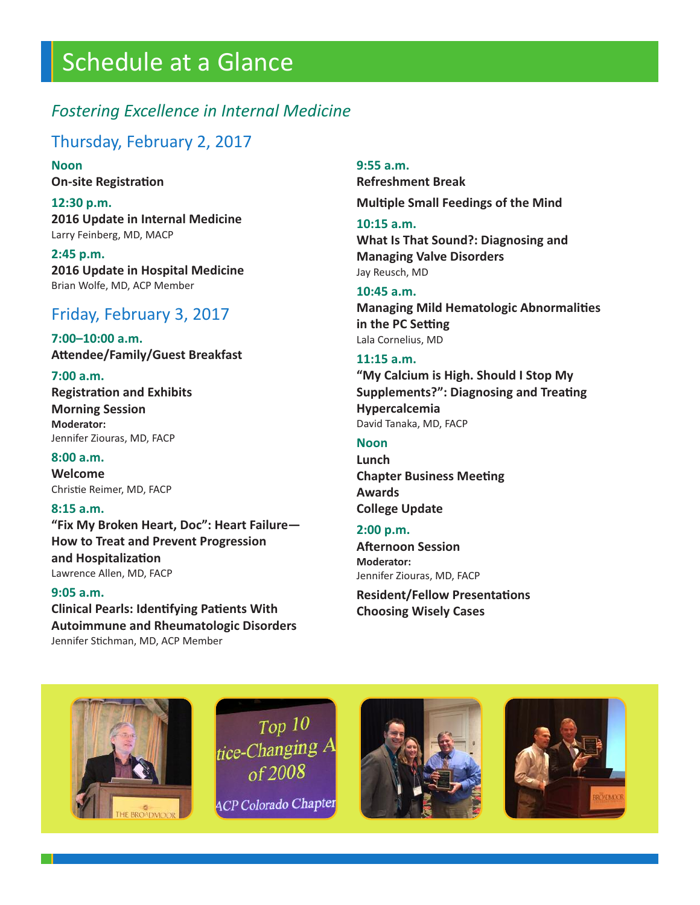# Schedule at a Glance

*Fostering Excellence in Internal Medicine*

## Thursday, February 2, 2017

**Noon**
**On-site Registration**

**12:30 p.m.**
**2016 Update in Internal Medicine**
Larry Feinberg, MD, MACP

**2:45 p.m.**
**2016 Update in Hospital Medicine**
Brian Wolfe, MD, ACP Member

## Friday, February 3, 2017

**7:00–10:00 a.m.**
**Attendee/Family/Guest Breakfast**

**7:00 a.m.**
**Registration and Exhibits**
**Morning Session**
**Moderator:**
Jennifer Ziouras, MD, FACP

**8:00 a.m.**
**Welcome**
Christie Reimer, MD, FACP

**8:15 a.m.**
**"Fix My Broken Heart, Doc": Heart Failure—How to Treat and Prevent Progression and Hospitalization**
Lawrence Allen, MD, FACP

**9:05 a.m.**
**Clinical Pearls: Identifying Patients With Autoimmune and Rheumatologic Disorders**
Jennifer Stichman, MD, ACP Member

**9:55 a.m.**
**Refreshment Break**

**Multiple Small Feedings of the Mind**

**10:15 a.m.**
**What Is That Sound?: Diagnosing and Managing Valve Disorders**
Jay Reusch, MD

**10:45 a.m.**
**Managing Mild Hematologic Abnormalities in the PC Setting**
Lala Cornelius, MD

**11:15 a.m.**
**"My Calcium is High. Should I Stop My Supplements?": Diagnosing and Treating Hypercalcemia**
David Tanaka, MD, FACP

**Noon**
**Lunch**
**Chapter Business Meeting**
**Awards**
**College Update**

**2:00 p.m.**
**Afternoon Session**
**Moderator:**
Jennifer Ziouras, MD, FACP

**Resident/Fellow Presentations**
**Choosing Wisely Cases**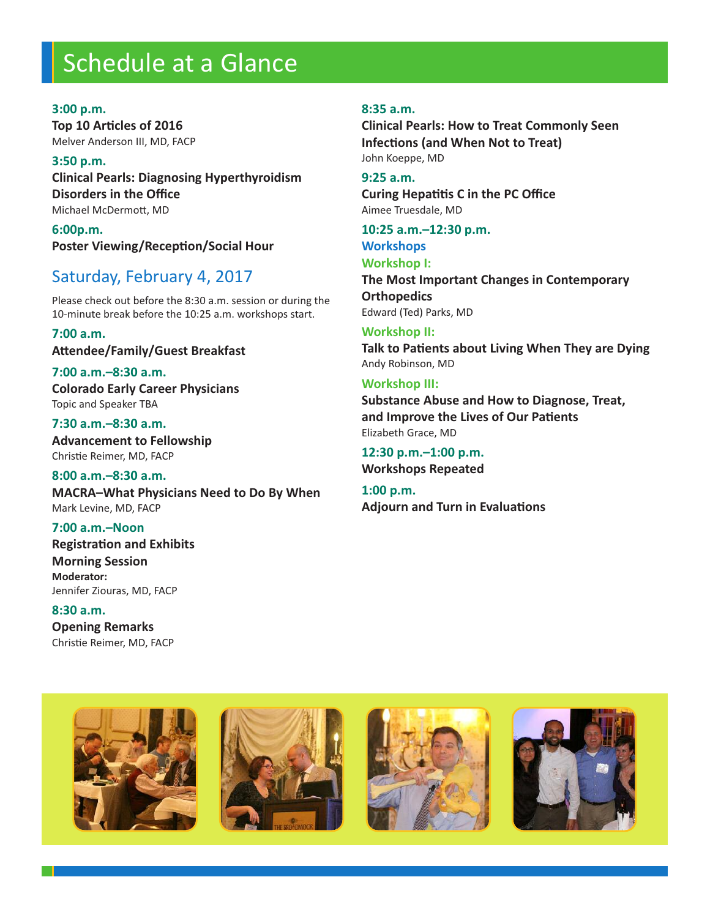# Schedule at a Glance

**3:00 p.m.**
**Top 10 Articles of 2016**
Melver Anderson III, MD, FACP

**3:50 p.m.**
**Clinical Pearls: Diagnosing Hyperthyroidism Disorders in the Office**
Michael McDermott, MD

**6:00p.m.**
**Poster Viewing/Reception/Social Hour**

## Saturday, February 4, 2017

Please check out before the 8:30 a.m. session or during the 10-minute break before the 10:25 a.m. workshops start.

**7:00 a.m.**
**Attendee/Family/Guest Breakfast**

**7:00 a.m.–8:30 a.m.**
**Colorado Early Career Physicians**
Topic and Speaker TBA

**7:30 a.m.–8:30 a.m.**
**Advancement to Fellowship**
Christie Reimer, MD, FACP

**8:00 a.m.–8:30 a.m.**
**MACRA–What Physicians Need to Do By When**
Mark Levine, MD, FACP

**7:00 a.m.–Noon**
**Registration and Exhibits**

**Morning Session**
**Moderator:**
Jennifer Ziouras, MD, FACP

**8:30 a.m.**
**Opening Remarks**
Christie Reimer, MD, FACP

**8:35 a.m.**
**Clinical Pearls: How to Treat Commonly Seen Infections (and When Not to Treat)**
John Koeppe, MD

**9:25 a.m.**
**Curing Hepatitis C in the PC Office**
Aimee Truesdale, MD

**10:25 a.m.–12:30 p.m.**
**Workshops**

**Workshop I:**
**The Most Important Changes in Contemporary Orthopedics**
Edward (Ted) Parks, MD

**Workshop II:**
**Talk to Patients about Living When They are Dying**
Andy Robinson, MD

**Workshop III:**
**Substance Abuse and How to Diagnose, Treat, and Improve the Lives of Our Patients**
Elizabeth Grace, MD

**12:30 p.m.–1:00 p.m.**
**Workshops Repeated**

**1:00 p.m.**
**Adjourn and Turn in Evaluations**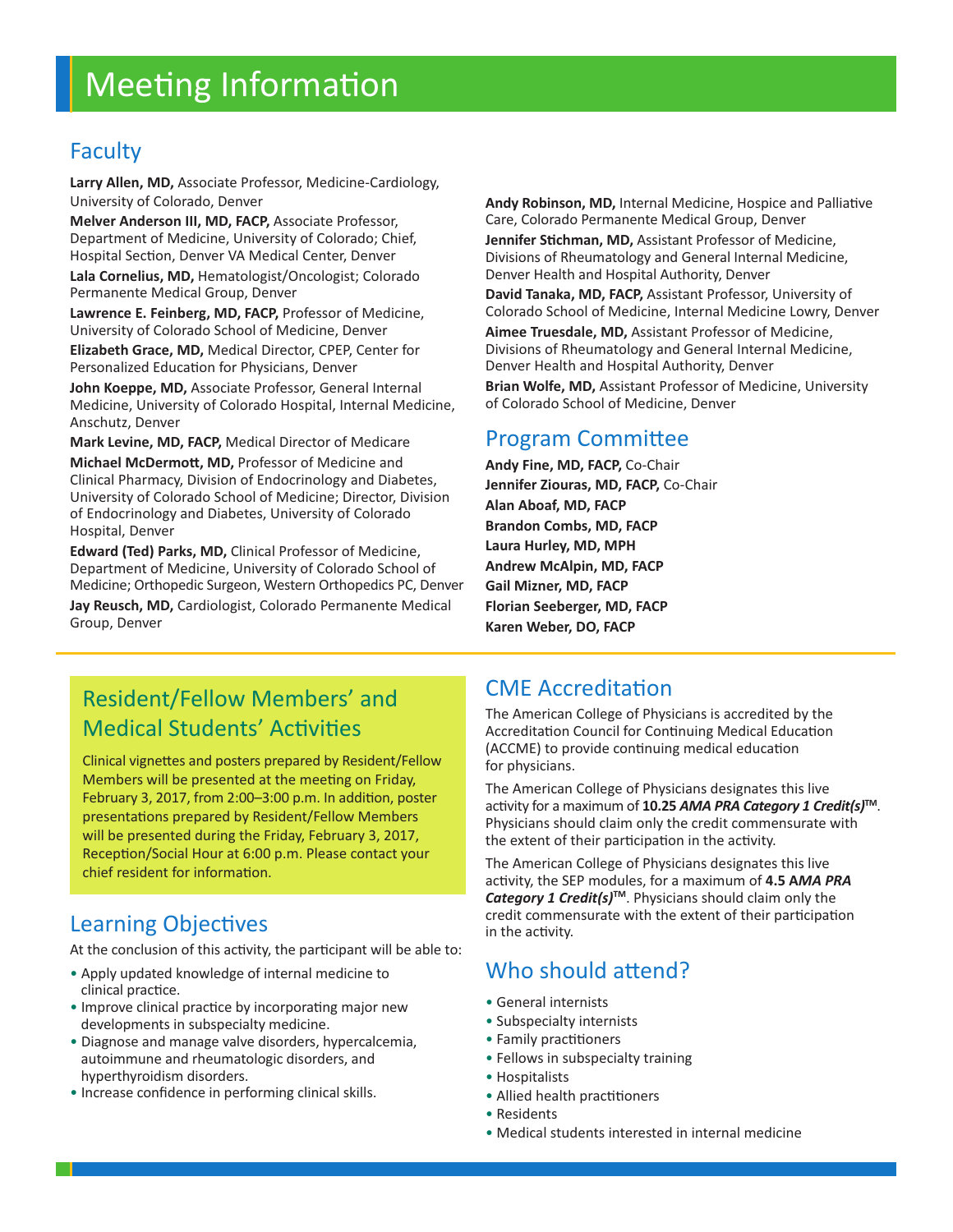# Meeting Information

## Faculty

**Larry Allen, MD,** Associate Professor, Medicine-Cardiology, University of Colorado, Denver

**Melver Anderson III, MD, FACP,** Associate Professor, Department of Medicine, University of Colorado; Chief, Hospital Section, Denver VA Medical Center, Denver

**Lala Cornelius, MD,** Hematologist/Oncologist; Colorado Permanente Medical Group, Denver

**Lawrence E. Feinberg, MD, FACP,** Professor of Medicine, University of Colorado School of Medicine, Denver

**Elizabeth Grace, MD,** Medical Director, CPEP, Center for Personalized Education for Physicians, Denver

**John Koeppe, MD,** Associate Professor, General Internal Medicine, University of Colorado Hospital, Internal Medicine, Anschutz, Denver

**Mark Levine, MD, FACP,** Medical Director of Medicare

**Michael McDermott, MD,** Professor of Medicine and Clinical Pharmacy, Division of Endocrinology and Diabetes, University of Colorado School of Medicine; Director, Division of Endocrinology and Diabetes, University of Colorado Hospital, Denver

**Edward (Ted) Parks, MD,** Clinical Professor of Medicine, Department of Medicine, University of Colorado School of Medicine; Orthopedic Surgeon, Western Orthopedics PC, Denver

**Jay Reusch, MD,** Cardiologist, Colorado Permanente Medical Group, Denver

**Andy Robinson, MD,** Internal Medicine, Hospice and Palliative Care, Colorado Permanente Medical Group, Denver

**Jennifer Stichman, MD,** Assistant Professor of Medicine, Divisions of Rheumatology and General Internal Medicine, Denver Health and Hospital Authority, Denver

**David Tanaka, MD, FACP,** Assistant Professor, University of Colorado School of Medicine, Internal Medicine Lowry, Denver

**Aimee Truesdale, MD,** Assistant Professor of Medicine, Divisions of Rheumatology and General Internal Medicine, Denver Health and Hospital Authority, Denver

**Brian Wolfe, MD,** Assistant Professor of Medicine, University of Colorado School of Medicine, Denver

## Program Committee

**Andy Fine, MD, FACP,** Co-Chair
**Jennifer Ziouras, MD, FACP,** Co-Chair
**Alan Aboaf, MD, FACP**
**Brandon Combs, MD, FACP**
**Laura Hurley, MD, MPH**
**Andrew McAlpin, MD, FACP**
**Gail Mizner, MD, FACP**
**Florian Seeberger, MD, FACP**
**Karen Weber, DO, FACP**

## Resident/Fellow Members' and Medical Students' Activities

Clinical vignettes and posters prepared by Resident/Fellow Members will be presented at the meeting on Friday, February 3, 2017, from 2:00–3:00 p.m. In addition, poster presentations prepared by Resident/Fellow Members will be presented during the Friday, February 3, 2017, Reception/Social Hour at 6:00 p.m. Please contact your chief resident for information.

## Learning Objectives

At the conclusion of this activity, the participant will be able to:

- Apply updated knowledge of internal medicine to clinical practice.
- Improve clinical practice by incorporating major new developments in subspecialty medicine.
- Diagnose and manage valve disorders, hypercalcemia, autoimmune and rheumatologic disorders, and hyperthyroidism disorders.
- Increase confidence in performing clinical skills.

## CME Accreditation

The American College of Physicians is accredited by the Accreditation Council for Continuing Medical Education (ACCME) to provide continuing medical education for physicians.

The American College of Physicians designates this live activity for a maximum of **10.25 *AMA PRA Category 1 Credit(s)*™**. Physicians should claim only the credit commensurate with the extent of their participation in the activity.

The American College of Physicians designates this live activity, the SEP modules, for a maximum of **4.5 *AMA PRA Category 1 Credit(s)*™**. Physicians should claim only the credit commensurate with the extent of their participation in the activity.

## Who should attend?

- General internists
- Subspecialty internists
- Family practitioners
- Fellows in subspecialty training
- Hospitalists
- Allied health practitioners
- Residents
- Medical students interested in internal medicine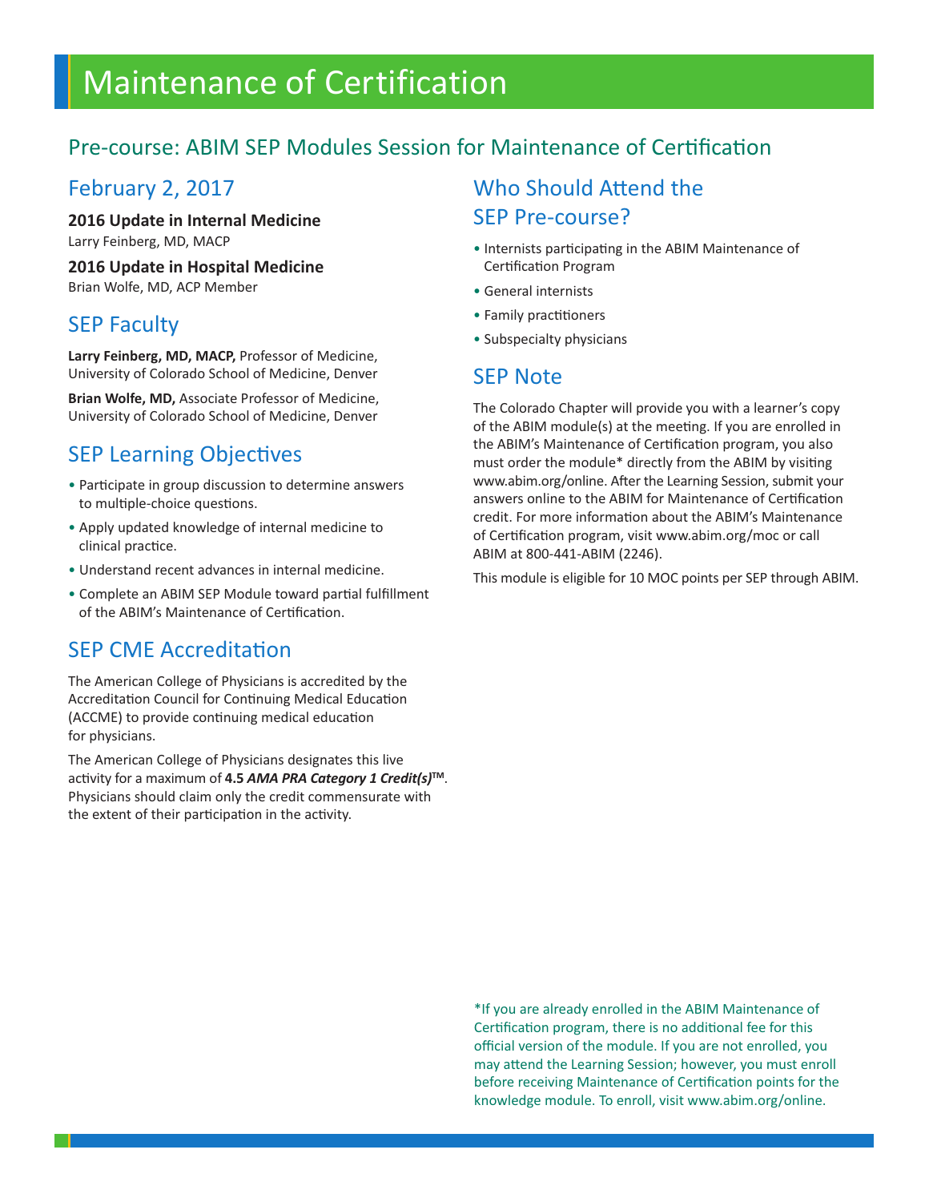# Maintenance of Certification

## Pre-course: ABIM SEP Modules Session for Maintenance of Certification

### February 2, 2017

**2016 Update in Internal Medicine**
Larry Feinberg, MD, MACP

**2016 Update in Hospital Medicine**
Brian Wolfe, MD, ACP Member

### SEP Faculty

**Larry Feinberg, MD, MACP,** Professor of Medicine, University of Colorado School of Medicine, Denver

**Brian Wolfe, MD,** Associate Professor of Medicine, University of Colorado School of Medicine, Denver

### SEP Learning Objectives

- Participate in group discussion to determine answers to multiple-choice questions.
- Apply updated knowledge of internal medicine to clinical practice.
- Understand recent advances in internal medicine.
- Complete an ABIM SEP Module toward partial fulfillment of the ABIM's Maintenance of Certification.

### SEP CME Accreditation

The American College of Physicians is accredited by the Accreditation Council for Continuing Medical Education (ACCME) to provide continuing medical education for physicians.

The American College of Physicians designates this live activity for a maximum of **4.5 *AMA PRA Category 1 Credit(s)*™**. Physicians should claim only the credit commensurate with the extent of their participation in the activity.

### Who Should Attend the SEP Pre-course?

- Internists participating in the ABIM Maintenance of Certification Program
- General internists
- Family practitioners
- Subspecialty physicians

### SEP Note

The Colorado Chapter will provide you with a learner's copy of the ABIM module(s) at the meeting. If you are enrolled in the ABIM's Maintenance of Certification program, you also must order the module* directly from the ABIM by visiting www.abim.org/online. After the Learning Session, submit your answers online to the ABIM for Maintenance of Certification credit. For more information about the ABIM's Maintenance of Certification program, visit www.abim.org/moc or call ABIM at 800-441-ABIM (2246).

This module is eligible for 10 MOC points per SEP through ABIM.

*If you are already enrolled in the ABIM Maintenance of Certification program, there is no additional fee for this official version of the module. If you are not enrolled, you may attend the Learning Session; however, you must enroll before receiving Maintenance of Certification points for the knowledge module. To enroll, visit www.abim.org/online.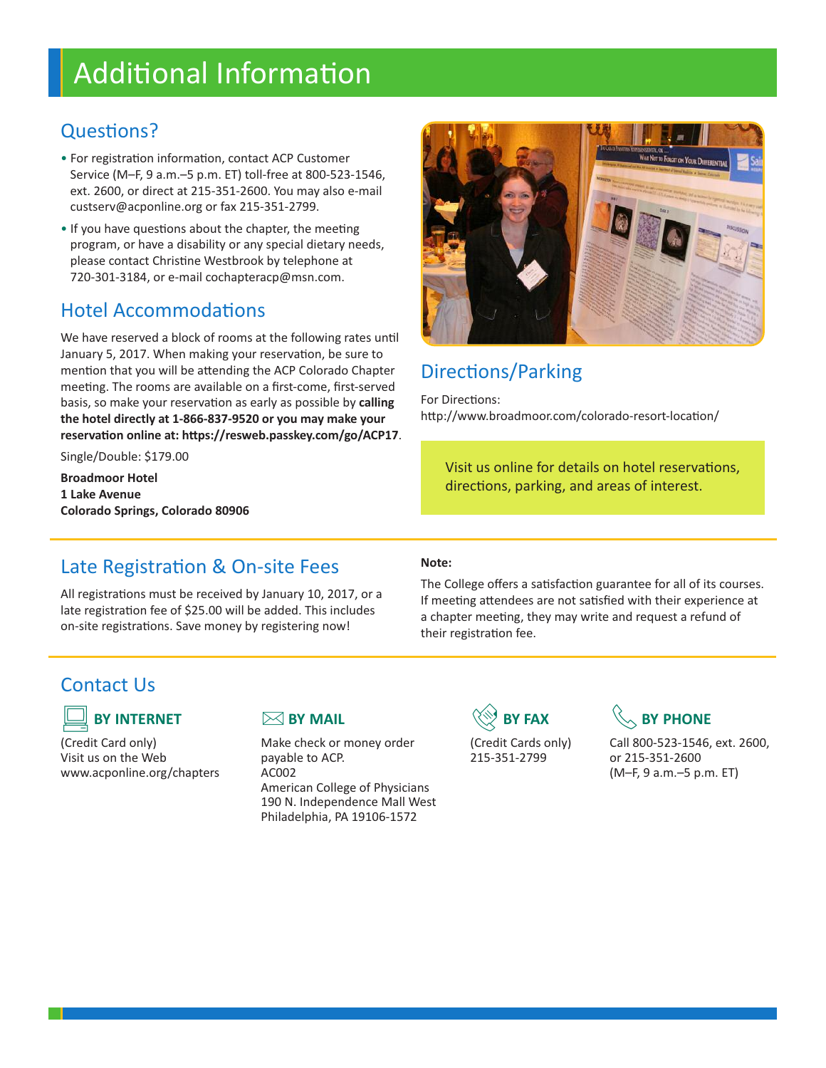# Additional Information

## Questions?

- For registration information, contact ACP Customer Service (M–F, 9 a.m.–5 p.m. ET) toll-free at 800-523-1546, ext. 2600, or direct at 215-351-2600. You may also e-mail custserv@acponline.org or fax 215-351-2799.
- If you have questions about the chapter, the meeting program, or have a disability or any special dietary needs, please contact Christine Westbrook by telephone at 720-301-3184, or e-mail cochapteracp@msn.com.

## Hotel Accommodations

We have reserved a block of rooms at the following rates until January 5, 2017. When making your reservation, be sure to mention that you will be attending the ACP Colorado Chapter meeting. The rooms are available on a first-come, first-served basis, so make your reservation as early as possible by **calling the hotel directly at 1-866-837-9520 or you may make your reservation online at: https://resweb.passkey.com/go/ACP17**.

Single/Double: $179.00

**Broadmoor Hotel**
**1 Lake Avenue**
**Colorado Springs, Colorado 80906**

## Directions/Parking

For Directions:
http://www.broadmoor.com/colorado-resort-location/

Visit us online for details on hotel reservations, directions, parking, and areas of interest.

## Late Registration & On-site Fees

All registrations must be received by January 10, 2017, or a late registration fee of $25.00 will be added. This includes on-site registrations. Save money by registering now!

**Note:**

The College offers a satisfaction guarantee for all of its courses. If meeting attendees are not satisfied with their experience at a chapter meeting, they may write and request a refund of their registration fee.

## Contact Us

### BY INTERNET

(Credit Card only)
Visit us on the Web
www.acponline.org/chapters

### BY MAIL

Make check or money order payable to ACP.
AC002
American College of Physicians
190 N. Independence Mall West
Philadelphia, PA 19106-1572

### BY FAX

(Credit Cards only)
215-351-2799

### BY PHONE

Call 800-523-1546, ext. 2600, or 215-351-2600
(M–F, 9 a.m.–5 p.m. ET)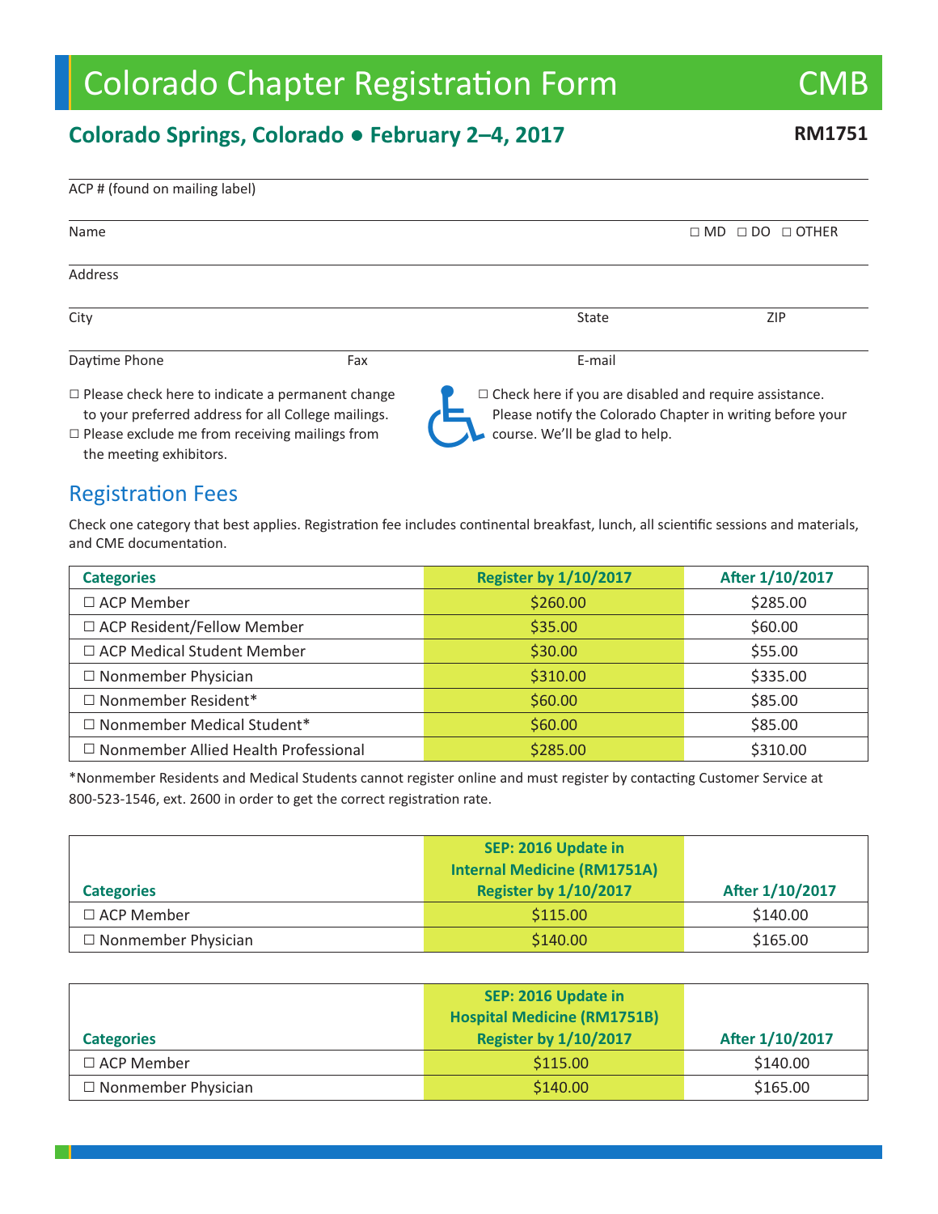# Colorado Chapter Registration Form

CMB

## Colorado Springs, Colorado ● February 2–4, 2017

**RM1751**

ACP # (found on mailing label)

Name ☐ MD ☐ DO ☐ OTHER

Address

City State ZIP

Daytime Phone Fax E-mail

☐ Please check here to indicate a permanent change to your preferred address for all College mailings.

☐ Please exclude me from receiving mailings from the meeting exhibitors.

☐ Check here if you are disabled and require assistance. Please notify the Colorado Chapter in writing before your course. We'll be glad to help.

## Registration Fees

Check one category that best applies. Registration fee includes continental breakfast, lunch, all scientific sessions and materials, and CME documentation.

| Categories | Register by 1/10/2017 | After 1/10/2017 |
|---|---|---|
| ☐ ACP Member | $260.00 | $285.00 |
| ☐ ACP Resident/Fellow Member | $35.00 | $60.00 |
| ☐ ACP Medical Student Member | $30.00 | $55.00 |
| ☐ Nonmember Physician | $310.00 | $335.00 |
| ☐ Nonmember Resident* | $60.00 | $85.00 |
| ☐ Nonmember Medical Student* | $60.00 | $85.00 |
| ☐ Nonmember Allied Health Professional | $285.00 | $310.00 |

*Nonmember Residents and Medical Students cannot register online and must register by contacting Customer Service at 800-523-1546, ext. 2600 in order to get the correct registration rate.

| Categories | SEP: 2016 Update in Internal Medicine (RM1751A) Register by 1/10/2017 | After 1/10/2017 |
|---|---|---|
| ☐ ACP Member | $115.00 | $140.00 |
| ☐ Nonmember Physician | $140.00 | $165.00 |

| Categories | SEP: 2016 Update in Hospital Medicine (RM1751B) Register by 1/10/2017 | After 1/10/2017 |
|---|---|---|
| ☐ ACP Member | $115.00 | $140.00 |
| ☐ Nonmember Physician | $140.00 | $165.00 |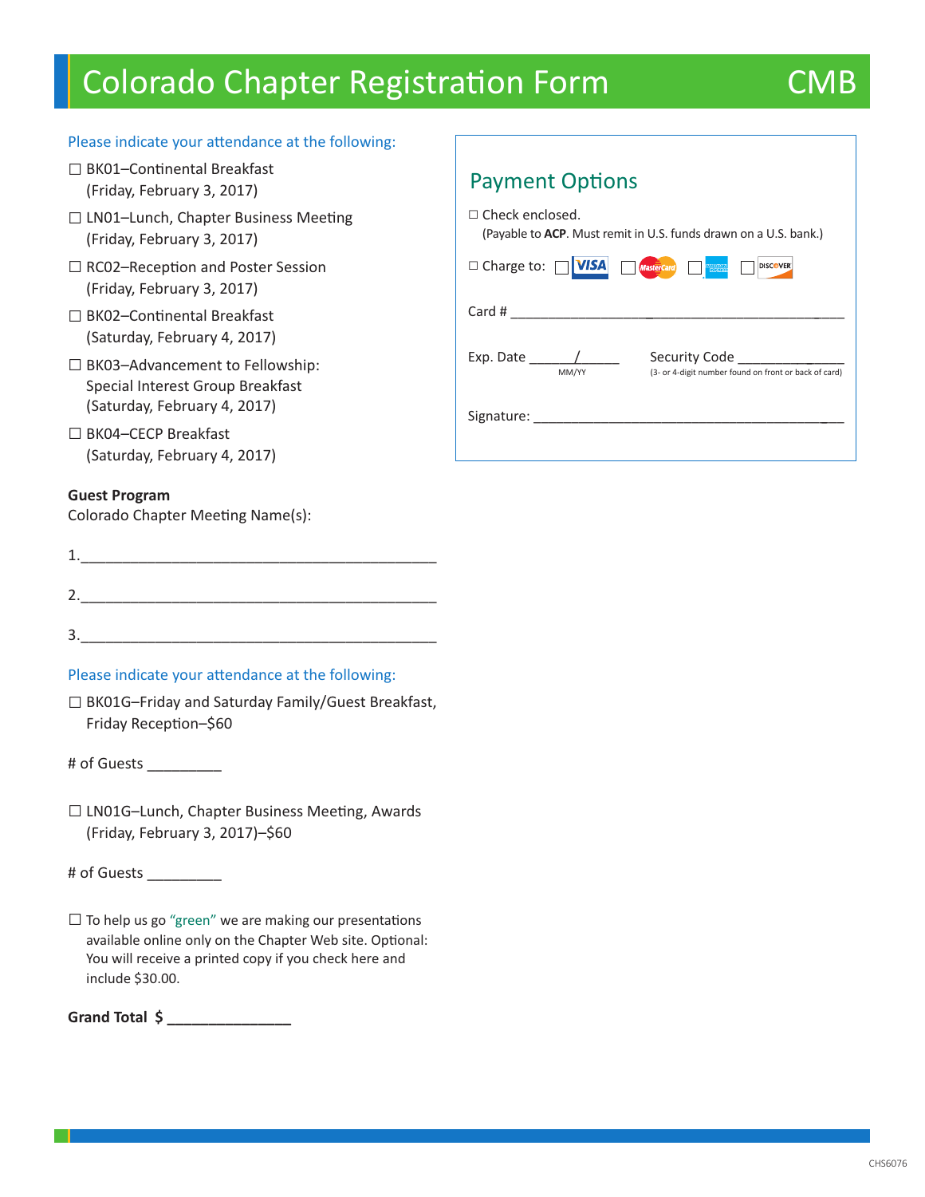# Colorado Chapter Registration Form

CMB

Please indicate your attendance at the following:

- ☐ BK01–Continental Breakfast (Friday, February 3, 2017)
- ☐ LN01–Lunch, Chapter Business Meeting (Friday, February 3, 2017)
- ☐ RC02–Reception and Poster Session (Friday, February 3, 2017)
- ☐ BK02–Continental Breakfast (Saturday, February 4, 2017)
- ☐ BK03–Advancement to Fellowship: Special Interest Group Breakfast (Saturday, February 4, 2017)
- ☐ BK04–CECP Breakfast (Saturday, February 4, 2017)

**Guest Program**

Colorado Chapter Meeting Name(s):

1.\_\_\_\_\_\_\_\_\_\_\_\_\_\_\_\_\_\_\_\_\_\_\_\_\_\_\_\_\_\_\_\_\_\_\_\_\_\_\_\_\_\_\_\_

2.\_\_\_\_\_\_\_\_\_\_\_\_\_\_\_\_\_\_\_\_\_\_\_\_\_\_\_\_\_\_\_\_\_\_\_\_\_\_\_\_\_\_\_\_

3.\_\_\_\_\_\_\_\_\_\_\_\_\_\_\_\_\_\_\_\_\_\_\_\_\_\_\_\_\_\_\_\_\_\_\_\_\_\_\_\_\_\_\_\_

Please indicate your attendance at the following:

☐ BK01G–Friday and Saturday Family/Guest Breakfast, Friday Reception–$60

\# of Guests \_\_\_\_\_\_\_\_\_

☐ LN01G–Lunch, Chapter Business Meeting, Awards (Friday, February 3, 2017)–$60

\# of Guests \_\_\_\_\_\_\_\_\_

☐ To help us go "green" we are making our presentations available online only on the Chapter Web site. Optional: You will receive a printed copy if you check here and include $30.00.

**Grand Total $ \_\_\_\_\_\_\_\_\_\_\_\_\_\_\_**

## Payment Options

☐ Check enclosed.
(Payable to **ACP**. Must remit in U.S. funds drawn on a U.S. bank.)

☐ Charge to: ☐ VISA ☐ MasterCard ☐ American Express ☐ Discover

Card # \_\_\_\_\_\_\_\_\_\_\_\_\_\_\_\_\_\_\_\_\_\_\_\_\_\_\_\_\_\_\_\_\_\_\_\_\_\_\_\_\_\_\_\_

Exp. Date \_\_\_\_\_\_/\_\_\_\_\_\_ (MM/YY) Security Code \_\_\_\_\_\_\_\_\_\_\_\_\_\_
(3- or 4-digit number found on front or back of card)

Signature: \_\_\_\_\_\_\_\_\_\_\_\_\_\_\_\_\_\_\_\_\_\_\_\_\_\_\_\_\_\_\_\_\_\_\_\_\_\_\_\_\_\_\_\_

CHS6076